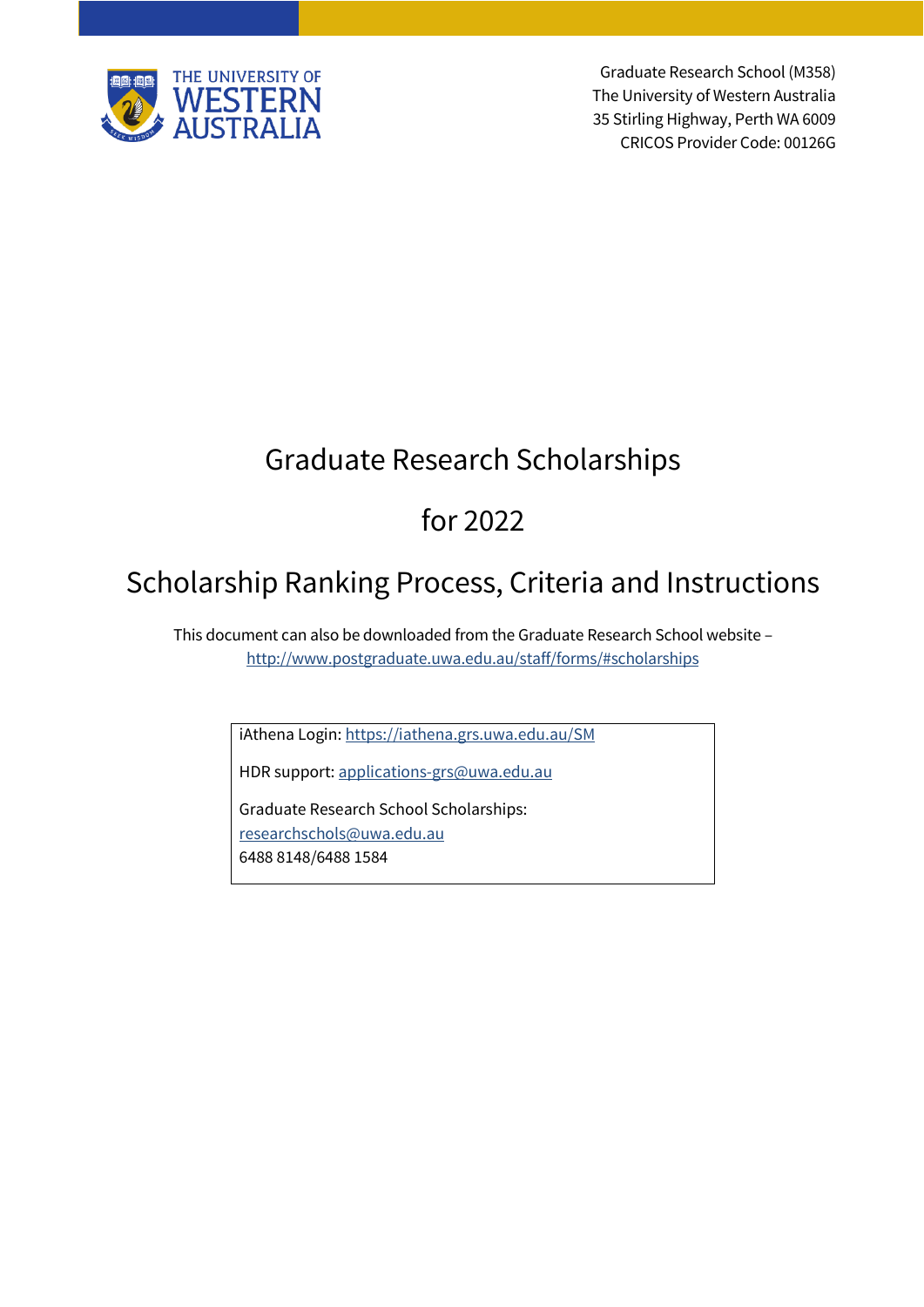THE UNIVERSITY OF WESTERN AUSTRALIA

Graduate Research School (M358)
The University of Western Australia
35 Stirling Highway, Perth WA 6009
CRICOS Provider Code: 00126G

# Graduate Research Scholarships

# for 2022

# Scholarship Ranking Process, Criteria and Instructions

This document can also be downloaded from the Graduate Research School website – http://www.postgraduate.uwa.edu.au/staff/forms/#scholarships

iAthena Login: https://iathena.grs.uwa.edu.au/SM

HDR support: applications-grs@uwa.edu.au

Graduate Research School Scholarships:
researchschols@uwa.edu.au
6488 8148/6488 1584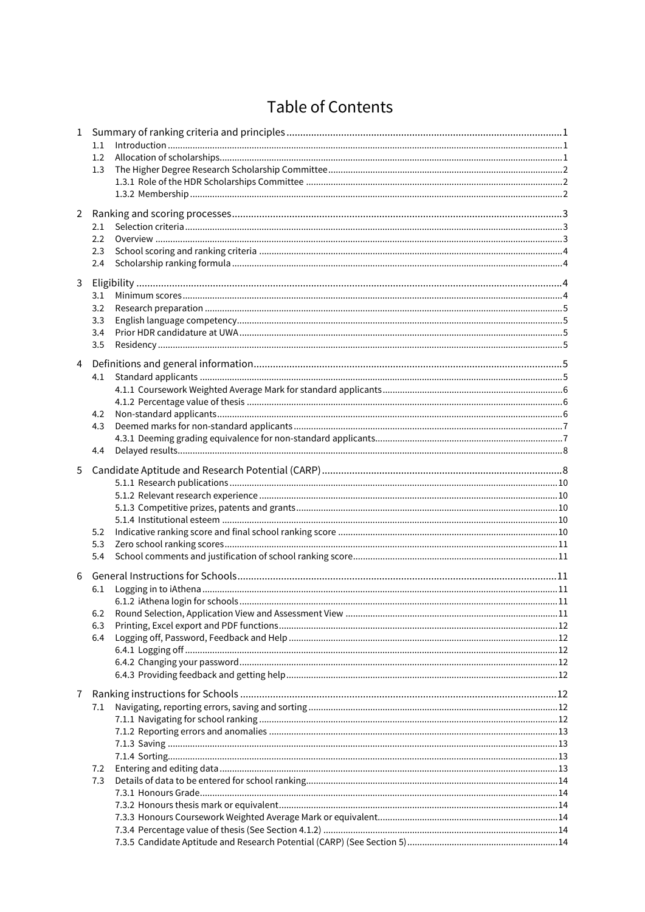# Table of Contents

1 Summary of ranking criteria and principles ... 1
- 1.1 Introduction ... 1
- 1.2 Allocation of scholarships ... 1
- 1.3 The Higher Degree Research Scholarship Committee ... 2
  - 1.3.1 Role of the HDR Scholarships Committee ... 2
  - 1.3.2 Membership ... 2

2 Ranking and scoring processes ... 3
- 2.1 Selection criteria ... 3
- 2.2 Overview ... 3
- 2.3 School scoring and ranking criteria ... 4
- 2.4 Scholarship ranking formula ... 4

3 Eligibility ... 4
- 3.1 Minimum scores ... 4
- 3.2 Research preparation ... 5
- 3.3 English language competency ... 5
- 3.4 Prior HDR candidature at UWA ... 5
- 3.5 Residency ... 5

4 Definitions and general information ... 5
- 4.1 Standard applicants ... 5
  - 4.1.1 Coursework Weighted Average Mark for standard applicants ... 6
  - 4.1.2 Percentage value of thesis ... 6
- 4.2 Non-standard applicants ... 6
- 4.3 Deemed marks for non-standard applicants ... 7
  - 4.3.1 Deeming grading equivalence for non-standard applicants ... 7
- 4.4 Delayed results ... 8

5 Candidate Aptitude and Research Potential (CARP) ... 8
- 5.1.1 Research publications ... 10
- 5.1.2 Relevant research experience ... 10
- 5.1.3 Competitive prizes, patents and grants ... 10
- 5.1.4 Institutional esteem ... 10
- 5.2 Indicative ranking score and final school ranking score ... 10
- 5.3 Zero school ranking scores ... 11
- 5.4 School comments and justification of school ranking score ... 11

6 General Instructions for Schools ... 11
- 6.1 Logging in to iAthena ... 11
  - 6.1.2 iAthena login for schools ... 11
- 6.2 Round Selection, Application View and Assessment View ... 11
- 6.3 Printing, Excel export and PDF functions ... 12
- 6.4 Logging off, Password, Feedback and Help ... 12
  - 6.4.1 Logging off ... 12
  - 6.4.2 Changing your password ... 12
  - 6.4.3 Providing feedback and getting help ... 12

7 Ranking instructions for Schools ... 12
- 7.1 Navigating, reporting errors, saving and sorting ... 12
  - 7.1.1 Navigating for school ranking ... 12
  - 7.1.2 Reporting errors and anomalies ... 13
  - 7.1.3 Saving ... 13
  - 7.1.4 Sorting ... 13
- 7.2 Entering and editing data ... 13
- 7.3 Details of data to be entered for school ranking ... 14
  - 7.3.1 Honours Grade ... 14
  - 7.3.2 Honours thesis mark or equivalent ... 14
  - 7.3.3 Honours Coursework Weighted Average Mark or equivalent ... 14
  - 7.3.4 Percentage value of thesis (See Section 4.1.2) ... 14
  - 7.3.5 Candidate Aptitude and Research Potential (CARP) (See Section 5) ... 14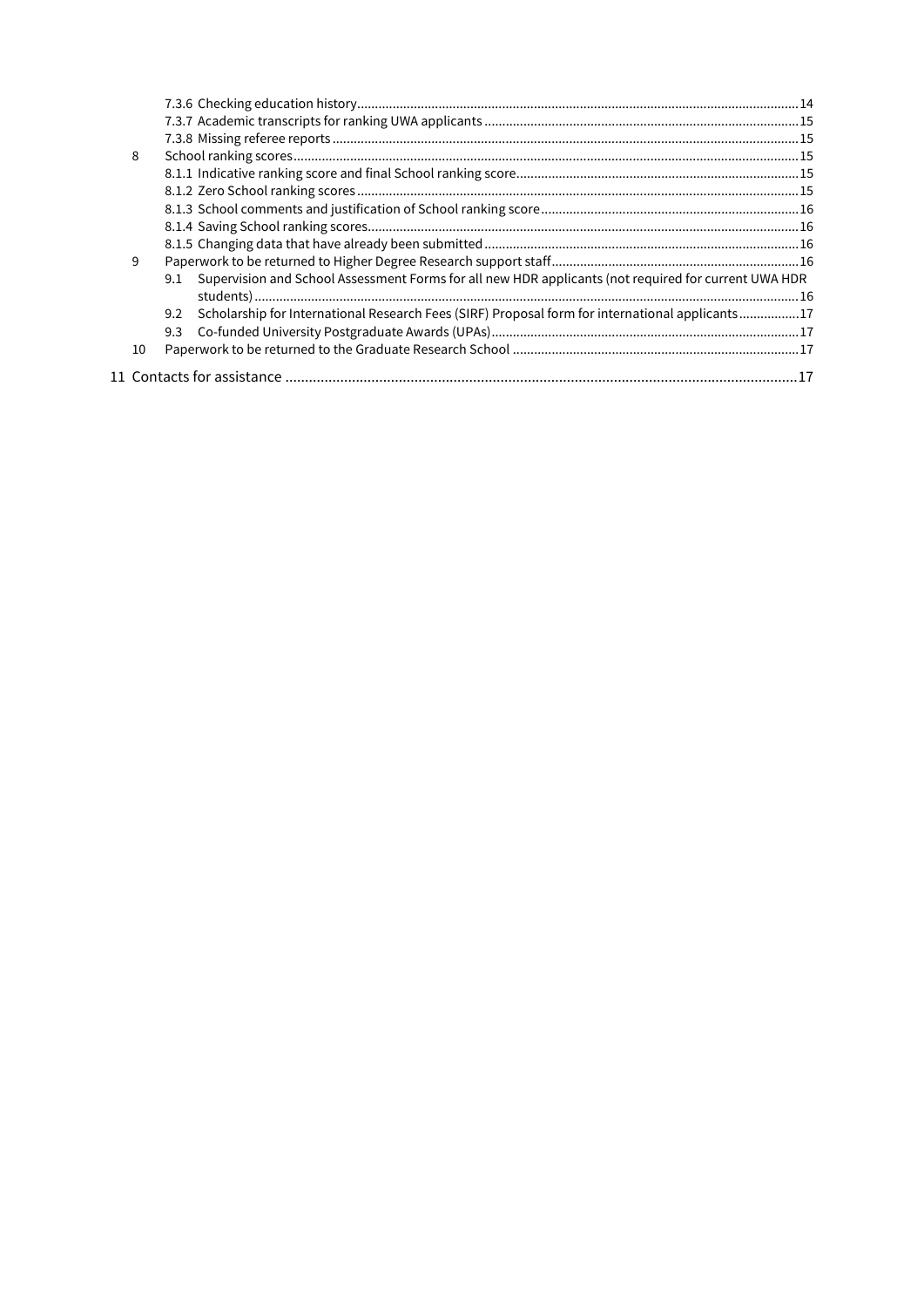7.3.6 Checking education history ..... 14
7.3.7 Academic transcripts for ranking UWA applicants ..... 15
7.3.8 Missing referee reports ..... 15

8 School ranking scores ..... 15
8.1.1 Indicative ranking score and final School ranking score ..... 15
8.1.2 Zero School ranking scores ..... 15
8.1.3 School comments and justification of School ranking score ..... 16
8.1.4 Saving School ranking scores ..... 16
8.1.5 Changing data that have already been submitted ..... 16

9 Paperwork to be returned to Higher Degree Research support staff ..... 16
9.1 Supervision and School Assessment Forms for all new HDR applicants (not required for current UWA HDR students) ..... 16
9.2 Scholarship for International Research Fees (SIRF) Proposal form for international applicants ..... 17
9.3 Co-funded University Postgraduate Awards (UPAs) ..... 17

10 Paperwork to be returned to the Graduate Research School ..... 17

11 Contacts for assistance ..... 17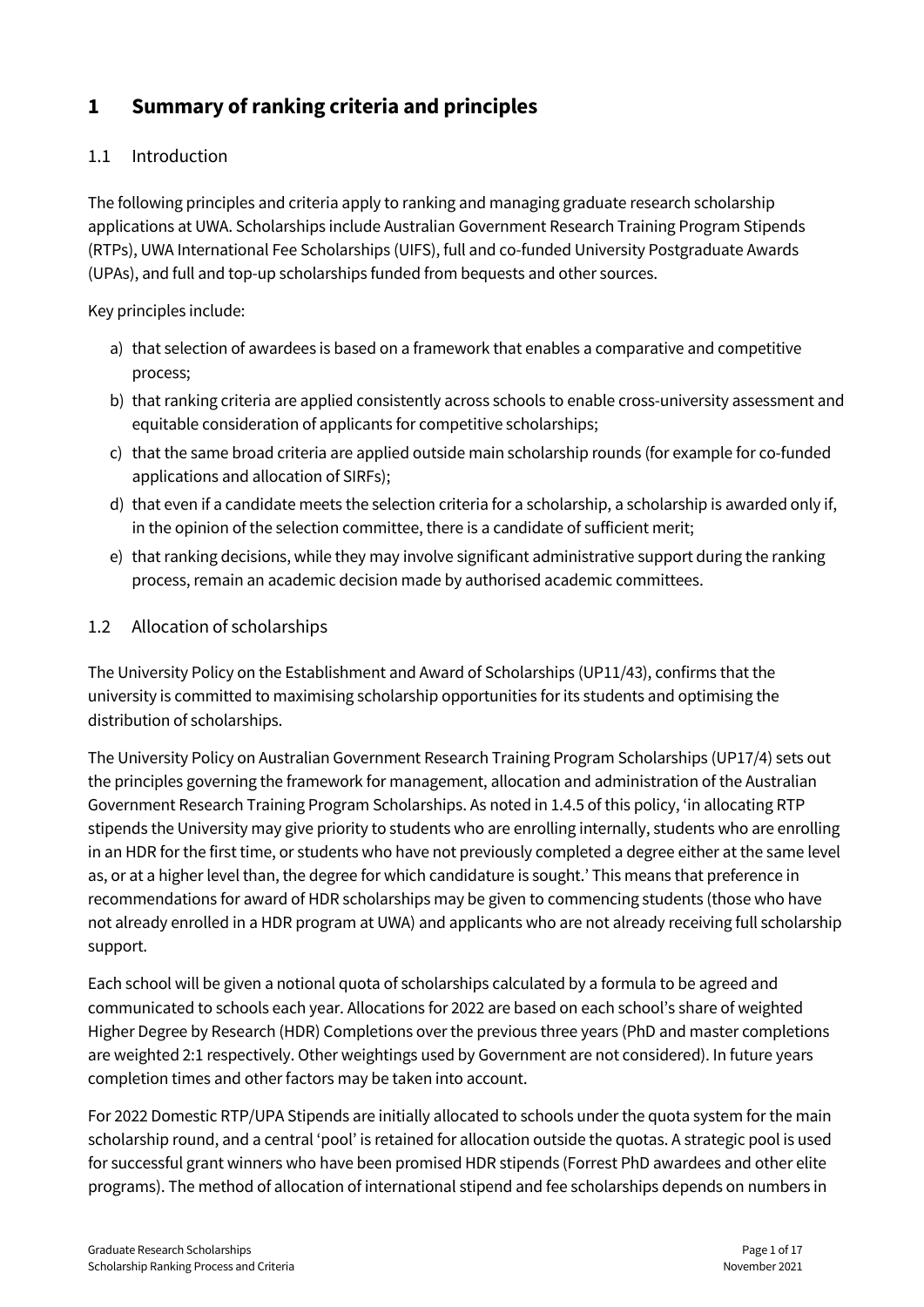# 1 Summary of ranking criteria and principles

## 1.1 Introduction

The following principles and criteria apply to ranking and managing graduate research scholarship applications at UWA. Scholarships include Australian Government Research Training Program Stipends (RTPs), UWA International Fee Scholarships (UIFS), full and co-funded University Postgraduate Awards (UPAs), and full and top-up scholarships funded from bequests and other sources.

Key principles include:

a) that selection of awardees is based on a framework that enables a comparative and competitive process;
b) that ranking criteria are applied consistently across schools to enable cross-university assessment and equitable consideration of applicants for competitive scholarships;
c) that the same broad criteria are applied outside main scholarship rounds (for example for co-funded applications and allocation of SIRFs);
d) that even if a candidate meets the selection criteria for a scholarship, a scholarship is awarded only if, in the opinion of the selection committee, there is a candidate of sufficient merit;
e) that ranking decisions, while they may involve significant administrative support during the ranking process, remain an academic decision made by authorised academic committees.

## 1.2 Allocation of scholarships

The University Policy on the Establishment and Award of Scholarships (UP11/43), confirms that the university is committed to maximising scholarship opportunities for its students and optimising the distribution of scholarships.

The University Policy on Australian Government Research Training Program Scholarships (UP17/4) sets out the principles governing the framework for management, allocation and administration of the Australian Government Research Training Program Scholarships. As noted in 1.4.5 of this policy, 'in allocating RTP stipends the University may give priority to students who are enrolling internally, students who are enrolling in an HDR for the first time, or students who have not previously completed a degree either at the same level as, or at a higher level than, the degree for which candidature is sought.' This means that preference in recommendations for award of HDR scholarships may be given to commencing students (those who have not already enrolled in a HDR program at UWA) and applicants who are not already receiving full scholarship support.

Each school will be given a notional quota of scholarships calculated by a formula to be agreed and communicated to schools each year. Allocations for 2022 are based on each school's share of weighted Higher Degree by Research (HDR) Completions over the previous three years (PhD and master completions are weighted 2:1 respectively. Other weightings used by Government are not considered). In future years completion times and other factors may be taken into account.

For 2022 Domestic RTP/UPA Stipends are initially allocated to schools under the quota system for the main scholarship round, and a central 'pool' is retained for allocation outside the quotas. A strategic pool is used for successful grant winners who have been promised HDR stipends (Forrest PhD awardees and other elite programs). The method of allocation of international stipend and fee scholarships depends on numbers in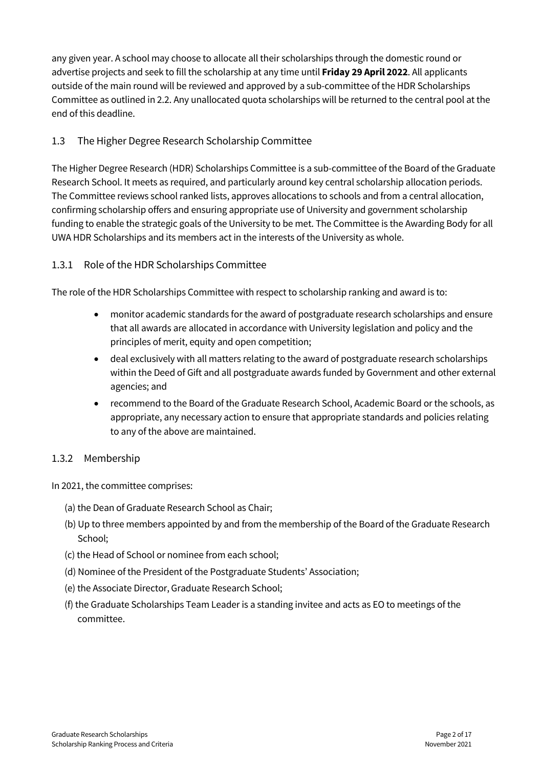any given year. A school may choose to allocate all their scholarships through the domestic round or advertise projects and seek to fill the scholarship at any time until **Friday 29 April 2022**. All applicants outside of the main round will be reviewed and approved by a sub-committee of the HDR Scholarships Committee as outlined in 2.2. Any unallocated quota scholarships will be returned to the central pool at the end of this deadline.

## 1.3 The Higher Degree Research Scholarship Committee

The Higher Degree Research (HDR) Scholarships Committee is a sub-committee of the Board of the Graduate Research School. It meets as required, and particularly around key central scholarship allocation periods. The Committee reviews school ranked lists, approves allocations to schools and from a central allocation, confirming scholarship offers and ensuring appropriate use of University and government scholarship funding to enable the strategic goals of the University to be met. The Committee is the Awarding Body for all UWA HDR Scholarships and its members act in the interests of the University as whole.

### 1.3.1 Role of the HDR Scholarships Committee

The role of the HDR Scholarships Committee with respect to scholarship ranking and award is to:

- monitor academic standards for the award of postgraduate research scholarships and ensure that all awards are allocated in accordance with University legislation and policy and the principles of merit, equity and open competition;
- deal exclusively with all matters relating to the award of postgraduate research scholarships within the Deed of Gift and all postgraduate awards funded by Government and other external agencies; and
- recommend to the Board of the Graduate Research School, Academic Board or the schools, as appropriate, any necessary action to ensure that appropriate standards and policies relating to any of the above are maintained.

### 1.3.2 Membership

In 2021, the committee comprises:

(a) the Dean of Graduate Research School as Chair;

(b) Up to three members appointed by and from the membership of the Board of the Graduate Research School;

(c) the Head of School or nominee from each school;

(d) Nominee of the President of the Postgraduate Students' Association;

(e) the Associate Director, Graduate Research School;

(f) the Graduate Scholarships Team Leader is a standing invitee and acts as EO to meetings of the committee.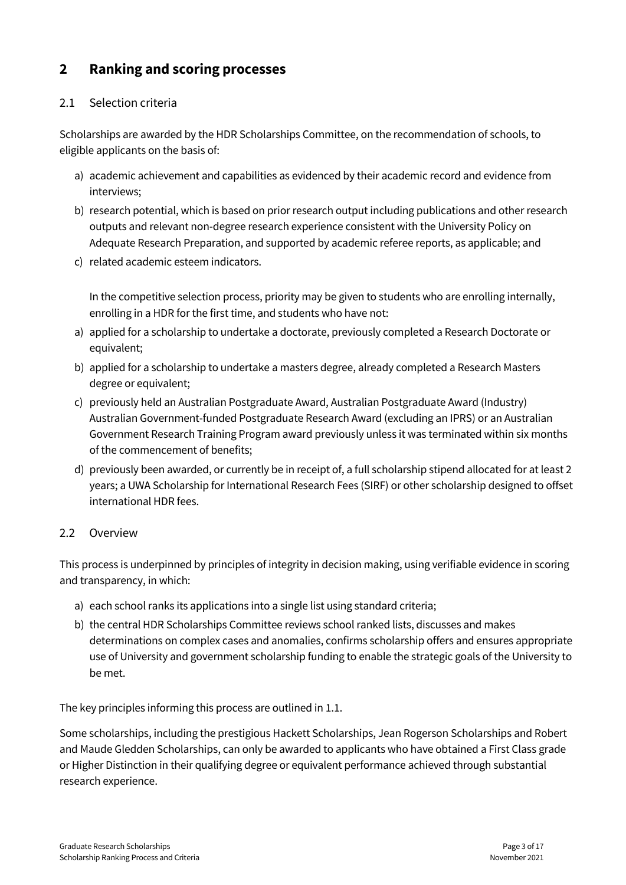## 2 Ranking and scoring processes

### 2.1 Selection criteria

Scholarships are awarded by the HDR Scholarships Committee, on the recommendation of schools, to eligible applicants on the basis of:

a) academic achievement and capabilities as evidenced by their academic record and evidence from interviews;
b) research potential, which is based on prior research output including publications and other research outputs and relevant non-degree research experience consistent with the University Policy on Adequate Research Preparation, and supported by academic referee reports, as applicable; and
c) related academic esteem indicators.

In the competitive selection process, priority may be given to students who are enrolling internally, enrolling in a HDR for the first time, and students who have not:

a) applied for a scholarship to undertake a doctorate, previously completed a Research Doctorate or equivalent;
b) applied for a scholarship to undertake a masters degree, already completed a Research Masters degree or equivalent;
c) previously held an Australian Postgraduate Award, Australian Postgraduate Award (Industry) Australian Government-funded Postgraduate Research Award (excluding an IPRS) or an Australian Government Research Training Program award previously unless it was terminated within six months of the commencement of benefits;
d) previously been awarded, or currently be in receipt of, a full scholarship stipend allocated for at least 2 years; a UWA Scholarship for International Research Fees (SIRF) or other scholarship designed to offset international HDR fees.

### 2.2 Overview

This process is underpinned by principles of integrity in decision making, using verifiable evidence in scoring and transparency, in which:

a) each school ranks its applications into a single list using standard criteria;
b) the central HDR Scholarships Committee reviews school ranked lists, discusses and makes determinations on complex cases and anomalies, confirms scholarship offers and ensures appropriate use of University and government scholarship funding to enable the strategic goals of the University to be met.

The key principles informing this process are outlined in 1.1.

Some scholarships, including the prestigious Hackett Scholarships, Jean Rogerson Scholarships and Robert and Maude Gledden Scholarships, can only be awarded to applicants who have obtained a First Class grade or Higher Distinction in their qualifying degree or equivalent performance achieved through substantial research experience.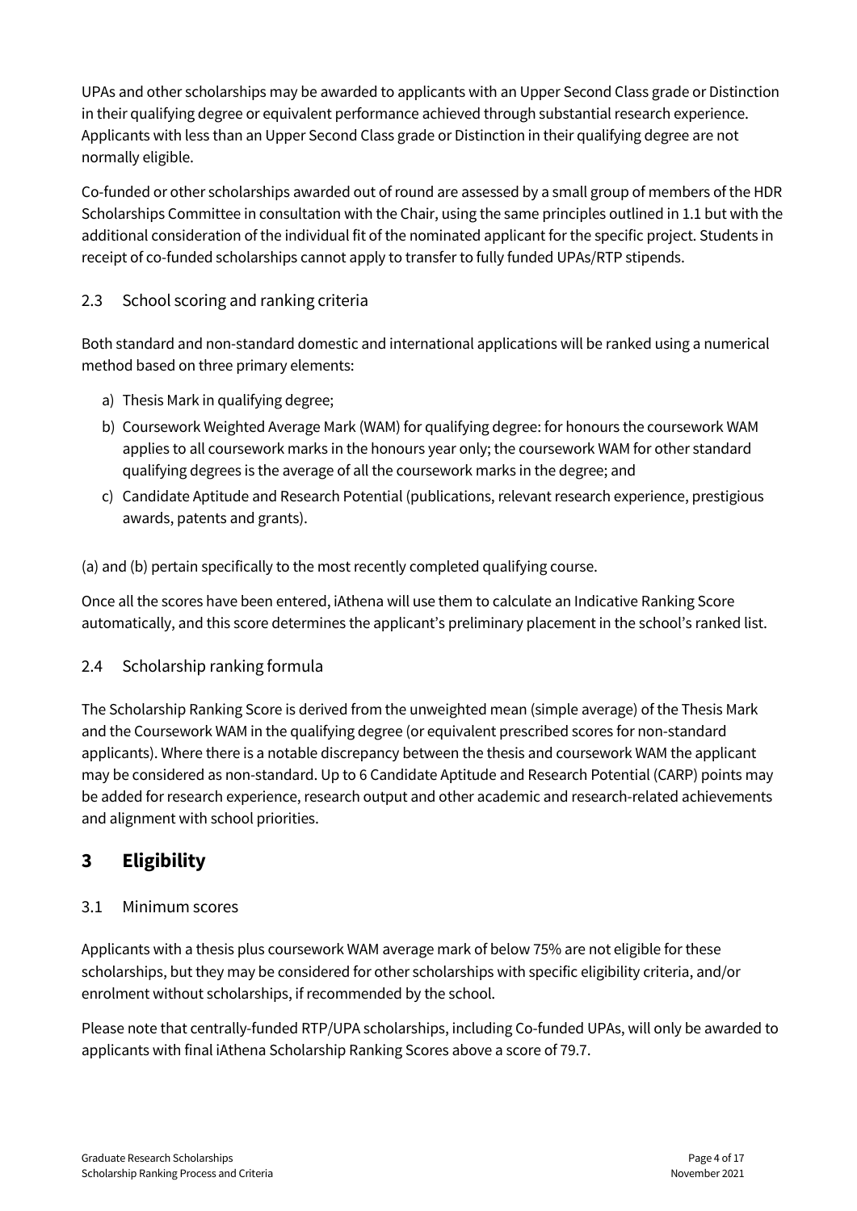UPAs and other scholarships may be awarded to applicants with an Upper Second Class grade or Distinction in their qualifying degree or equivalent performance achieved through substantial research experience. Applicants with less than an Upper Second Class grade or Distinction in their qualifying degree are not normally eligible.

Co-funded or other scholarships awarded out of round are assessed by a small group of members of the HDR Scholarships Committee in consultation with the Chair, using the same principles outlined in 1.1 but with the additional consideration of the individual fit of the nominated applicant for the specific project. Students in receipt of co-funded scholarships cannot apply to transfer to fully funded UPAs/RTP stipends.

### 2.3 School scoring and ranking criteria

Both standard and non-standard domestic and international applications will be ranked using a numerical method based on three primary elements:

a) Thesis Mark in qualifying degree;
b) Coursework Weighted Average Mark (WAM) for qualifying degree: for honours the coursework WAM applies to all coursework marks in the honours year only; the coursework WAM for other standard qualifying degrees is the average of all the coursework marks in the degree; and
c) Candidate Aptitude and Research Potential (publications, relevant research experience, prestigious awards, patents and grants).

(a) and (b) pertain specifically to the most recently completed qualifying course.

Once all the scores have been entered, iAthena will use them to calculate an Indicative Ranking Score automatically, and this score determines the applicant's preliminary placement in the school's ranked list.

### 2.4 Scholarship ranking formula

The Scholarship Ranking Score is derived from the unweighted mean (simple average) of the Thesis Mark and the Coursework WAM in the qualifying degree (or equivalent prescribed scores for non-standard applicants). Where there is a notable discrepancy between the thesis and coursework WAM the applicant may be considered as non-standard. Up to 6 Candidate Aptitude and Research Potential (CARP) points may be added for research experience, research output and other academic and research-related achievements and alignment with school priorities.

## 3 Eligibility

### 3.1 Minimum scores

Applicants with a thesis plus coursework WAM average mark of below 75% are not eligible for these scholarships, but they may be considered for other scholarships with specific eligibility criteria, and/or enrolment without scholarships, if recommended by the school.

Please note that centrally-funded RTP/UPA scholarships, including Co-funded UPAs, will only be awarded to applicants with final iAthena Scholarship Ranking Scores above a score of 79.7.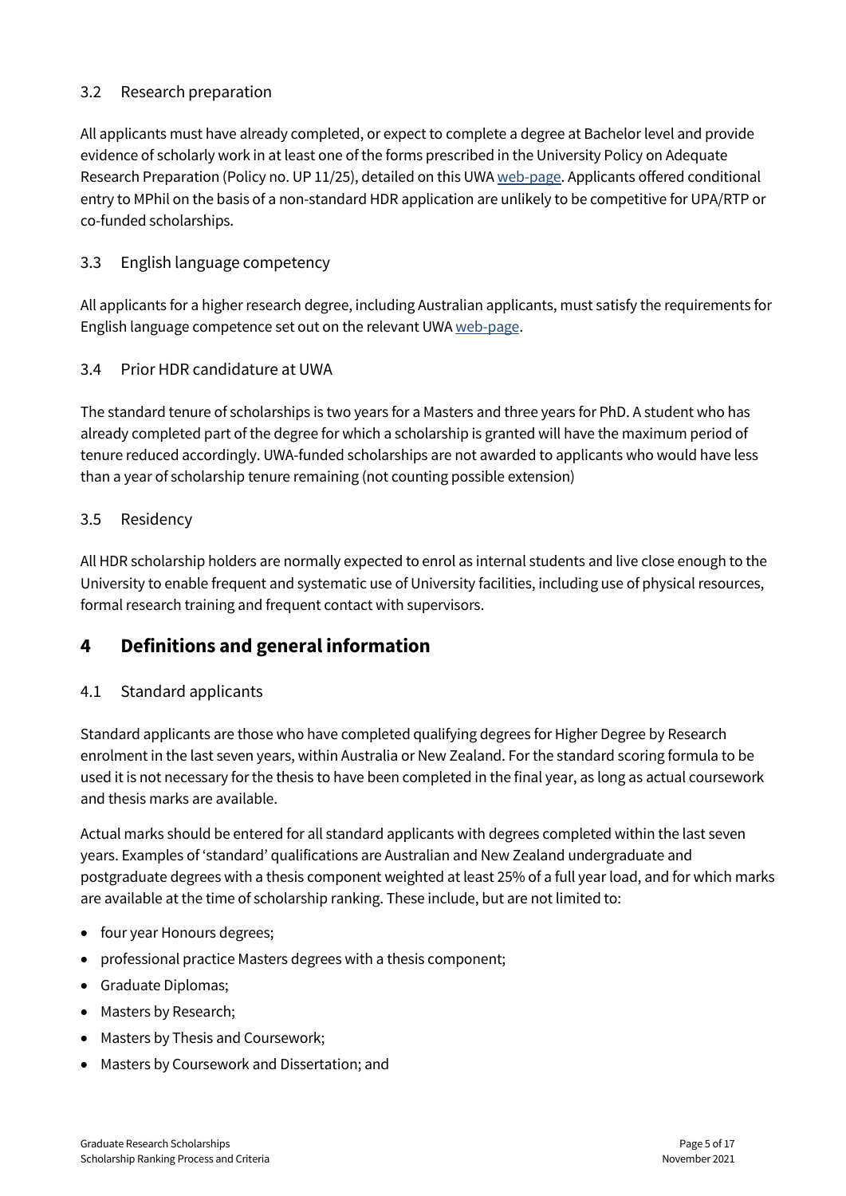### 3.2 Research preparation

All applicants must have already completed, or expect to complete a degree at Bachelor level and provide evidence of scholarly work in at least one of the forms prescribed in the University Policy on Adequate Research Preparation (Policy no. UP 11/25), detailed on this UWA web-page. Applicants offered conditional entry to MPhil on the basis of a non-standard HDR application are unlikely to be competitive for UPA/RTP or co-funded scholarships.

### 3.3 English language competency

All applicants for a higher research degree, including Australian applicants, must satisfy the requirements for English language competence set out on the relevant UWA web-page.

### 3.4 Prior HDR candidature at UWA

The standard tenure of scholarships is two years for a Masters and three years for PhD. A student who has already completed part of the degree for which a scholarship is granted will have the maximum period of tenure reduced accordingly. UWA-funded scholarships are not awarded to applicants who would have less than a year of scholarship tenure remaining (not counting possible extension)

### 3.5 Residency

All HDR scholarship holders are normally expected to enrol as internal students and live close enough to the University to enable frequent and systematic use of University facilities, including use of physical resources, formal research training and frequent contact with supervisors.

## 4 Definitions and general information

### 4.1 Standard applicants

Standard applicants are those who have completed qualifying degrees for Higher Degree by Research enrolment in the last seven years, within Australia or New Zealand. For the standard scoring formula to be used it is not necessary for the thesis to have been completed in the final year, as long as actual coursework and thesis marks are available.

Actual marks should be entered for all standard applicants with degrees completed within the last seven years. Examples of 'standard' qualifications are Australian and New Zealand undergraduate and postgraduate degrees with a thesis component weighted at least 25% of a full year load, and for which marks are available at the time of scholarship ranking. These include, but are not limited to:

- four year Honours degrees;
- professional practice Masters degrees with a thesis component;
- Graduate Diplomas;
- Masters by Research;
- Masters by Thesis and Coursework;
- Masters by Coursework and Dissertation; and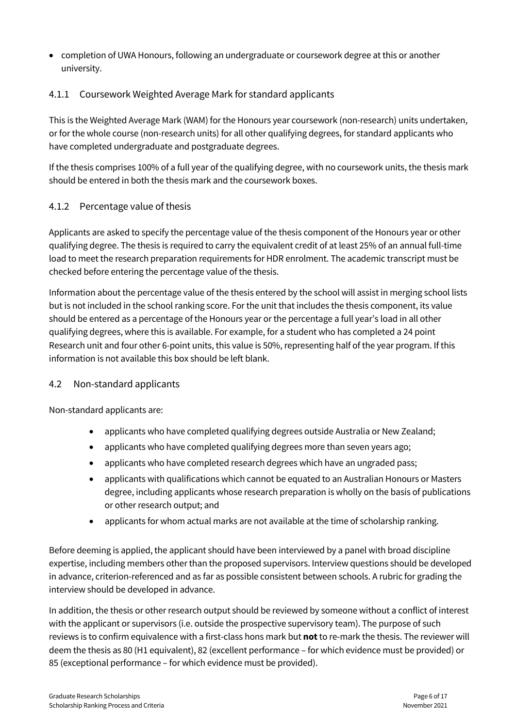- completion of UWA Honours, following an undergraduate or coursework degree at this or another university.

### 4.1.1 Coursework Weighted Average Mark for standard applicants

This is the Weighted Average Mark (WAM) for the Honours year coursework (non-research) units undertaken, or for the whole course (non-research units) for all other qualifying degrees, for standard applicants who have completed undergraduate and postgraduate degrees.

If the thesis comprises 100% of a full year of the qualifying degree, with no coursework units, the thesis mark should be entered in both the thesis mark and the coursework boxes.

### 4.1.2 Percentage value of thesis

Applicants are asked to specify the percentage value of the thesis component of the Honours year or other qualifying degree. The thesis is required to carry the equivalent credit of at least 25% of an annual full-time load to meet the research preparation requirements for HDR enrolment. The academic transcript must be checked before entering the percentage value of the thesis.

Information about the percentage value of the thesis entered by the school will assist in merging school lists but is not included in the school ranking score. For the unit that includes the thesis component, its value should be entered as a percentage of the Honours year or the percentage a full year's load in all other qualifying degrees, where this is available. For example, for a student who has completed a 24 point Research unit and four other 6-point units, this value is 50%, representing half of the year program. If this information is not available this box should be left blank.

## 4.2 Non-standard applicants

Non-standard applicants are:

- applicants who have completed qualifying degrees outside Australia or New Zealand;
- applicants who have completed qualifying degrees more than seven years ago;
- applicants who have completed research degrees which have an ungraded pass;
- applicants with qualifications which cannot be equated to an Australian Honours or Masters degree, including applicants whose research preparation is wholly on the basis of publications or other research output; and
- applicants for whom actual marks are not available at the time of scholarship ranking.

Before deeming is applied, the applicant should have been interviewed by a panel with broad discipline expertise, including members other than the proposed supervisors. Interview questions should be developed in advance, criterion-referenced and as far as possible consistent between schools. A rubric for grading the interview should be developed in advance.

In addition, the thesis or other research output should be reviewed by someone without a conflict of interest with the applicant or supervisors (i.e. outside the prospective supervisory team). The purpose of such reviews is to confirm equivalence with a first-class hons mark but **not** to re-mark the thesis. The reviewer will deem the thesis as 80 (H1 equivalent), 82 (excellent performance – for which evidence must be provided) or 85 (exceptional performance – for which evidence must be provided).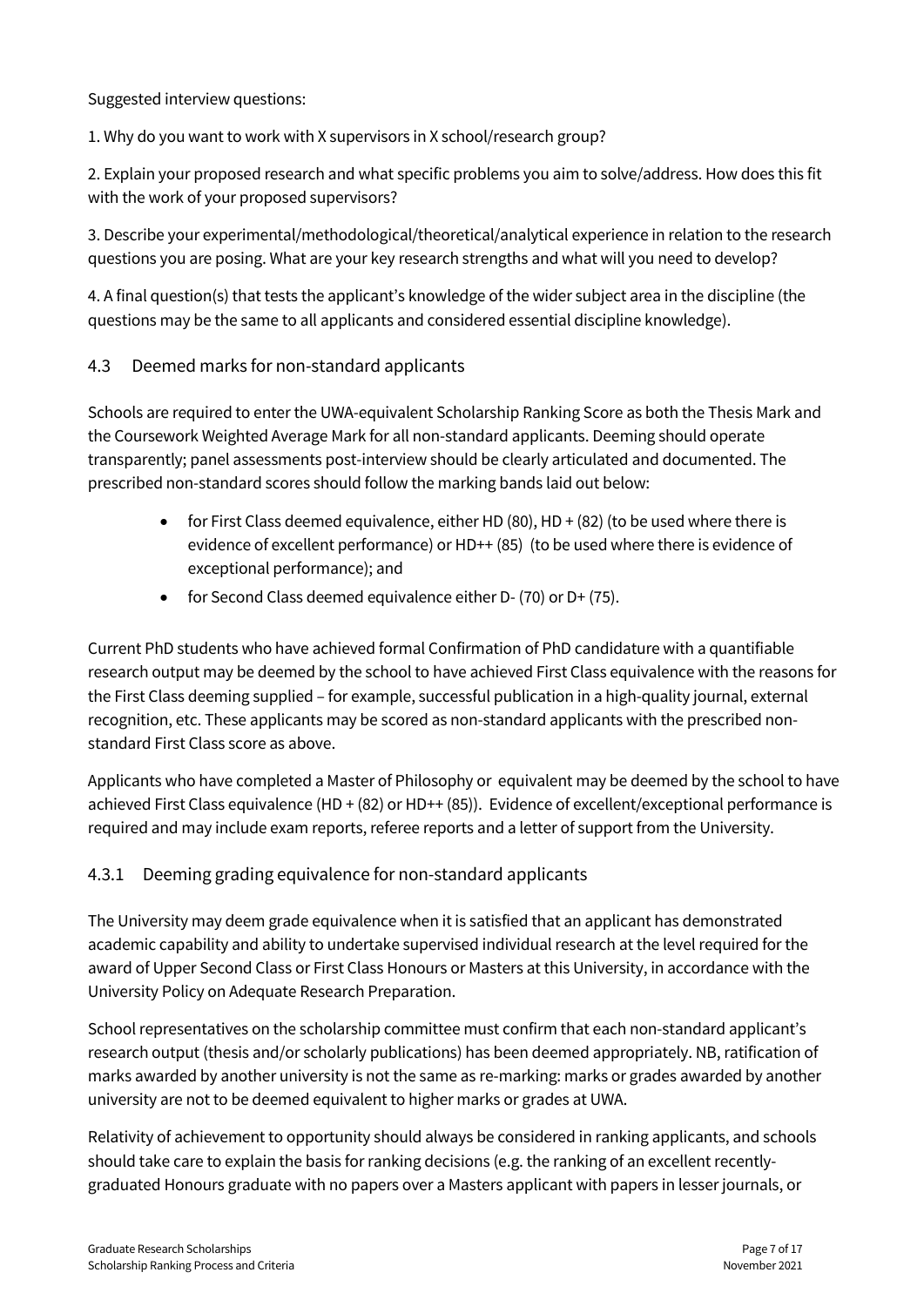Suggested interview questions:

1. Why do you want to work with X supervisors in X school/research group?

2. Explain your proposed research and what specific problems you aim to solve/address. How does this fit with the work of your proposed supervisors?

3. Describe your experimental/methodological/theoretical/analytical experience in relation to the research questions you are posing. What are your key research strengths and what will you need to develop?

4. A final question(s) that tests the applicant's knowledge of the wider subject area in the discipline (the questions may be the same to all applicants and considered essential discipline knowledge).

## 4.3 Deemed marks for non-standard applicants

Schools are required to enter the UWA-equivalent Scholarship Ranking Score as both the Thesis Mark and the Coursework Weighted Average Mark for all non-standard applicants. Deeming should operate transparently; panel assessments post-interview should be clearly articulated and documented. The prescribed non-standard scores should follow the marking bands laid out below:

- for First Class deemed equivalence, either HD (80), HD + (82) (to be used where there is evidence of excellent performance) or HD++ (85) (to be used where there is evidence of exceptional performance); and
- for Second Class deemed equivalence either D- (70) or D+ (75).

Current PhD students who have achieved formal Confirmation of PhD candidature with a quantifiable research output may be deemed by the school to have achieved First Class equivalence with the reasons for the First Class deeming supplied – for example, successful publication in a high-quality journal, external recognition, etc. These applicants may be scored as non-standard applicants with the prescribed non-standard First Class score as above.

Applicants who have completed a Master of Philosophy or equivalent may be deemed by the school to have achieved First Class equivalence (HD + (82) or HD++ (85)). Evidence of excellent/exceptional performance is required and may include exam reports, referee reports and a letter of support from the University.

### 4.3.1 Deeming grading equivalence for non-standard applicants

The University may deem grade equivalence when it is satisfied that an applicant has demonstrated academic capability and ability to undertake supervised individual research at the level required for the award of Upper Second Class or First Class Honours or Masters at this University, in accordance with the University Policy on Adequate Research Preparation.

School representatives on the scholarship committee must confirm that each non-standard applicant's research output (thesis and/or scholarly publications) has been deemed appropriately. NB, ratification of marks awarded by another university is not the same as re-marking: marks or grades awarded by another university are not to be deemed equivalent to higher marks or grades at UWA.

Relativity of achievement to opportunity should always be considered in ranking applicants, and schools should take care to explain the basis for ranking decisions (e.g. the ranking of an excellent recently-graduated Honours graduate with no papers over a Masters applicant with papers in lesser journals, or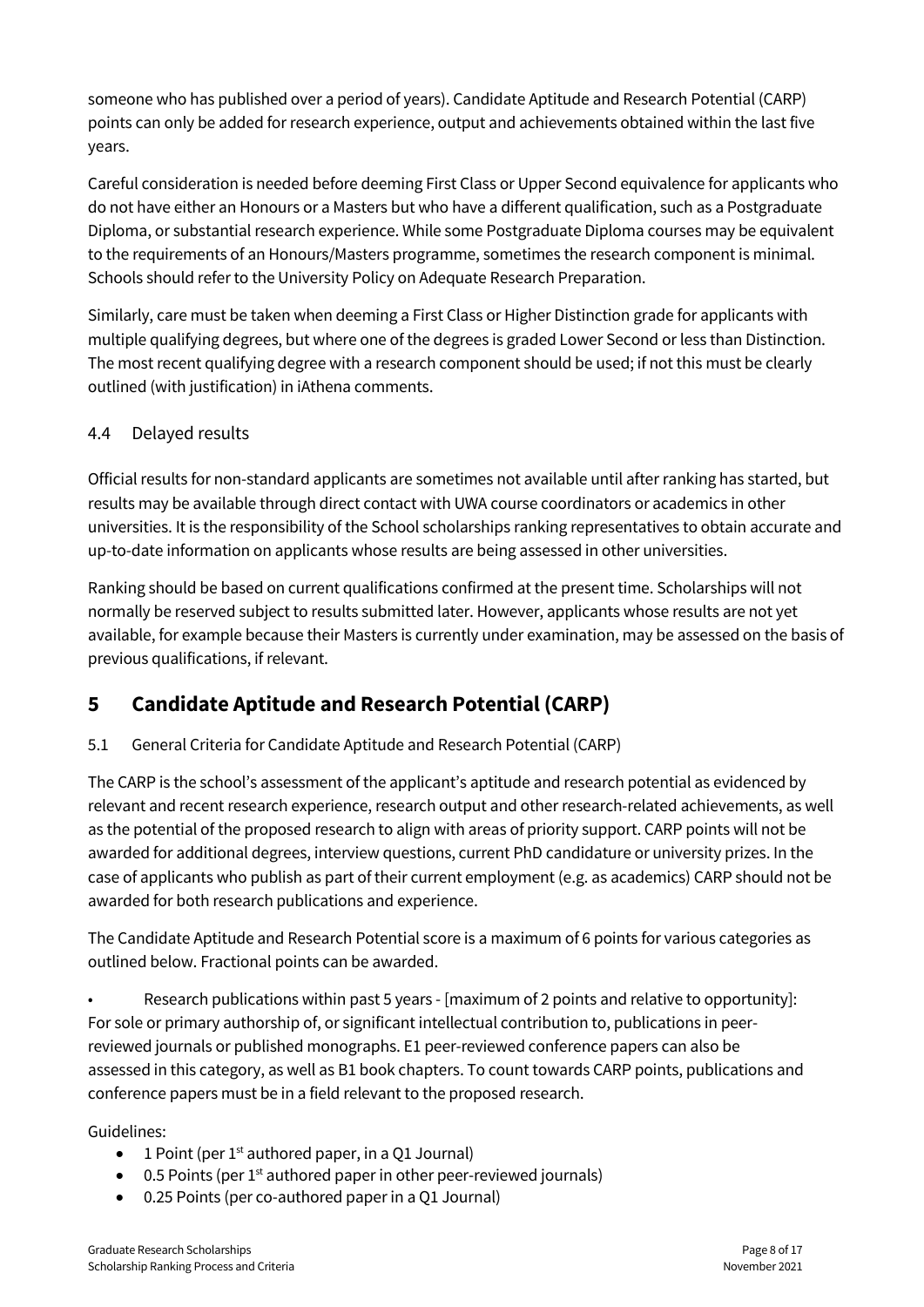someone who has published over a period of years). Candidate Aptitude and Research Potential (CARP) points can only be added for research experience, output and achievements obtained within the last five years.

Careful consideration is needed before deeming First Class or Upper Second equivalence for applicants who do not have either an Honours or a Masters but who have a different qualification, such as a Postgraduate Diploma, or substantial research experience. While some Postgraduate Diploma courses may be equivalent to the requirements of an Honours/Masters programme, sometimes the research component is minimal. Schools should refer to the University Policy on Adequate Research Preparation.

Similarly, care must be taken when deeming a First Class or Higher Distinction grade for applicants with multiple qualifying degrees, but where one of the degrees is graded Lower Second or less than Distinction. The most recent qualifying degree with a research component should be used; if not this must be clearly outlined (with justification) in iAthena comments.

### 4.4 Delayed results

Official results for non-standard applicants are sometimes not available until after ranking has started, but results may be available through direct contact with UWA course coordinators or academics in other universities. It is the responsibility of the School scholarships ranking representatives to obtain accurate and up-to-date information on applicants whose results are being assessed in other universities.

Ranking should be based on current qualifications confirmed at the present time. Scholarships will not normally be reserved subject to results submitted later. However, applicants whose results are not yet available, for example because their Masters is currently under examination, may be assessed on the basis of previous qualifications, if relevant.

## 5 Candidate Aptitude and Research Potential (CARP)

### 5.1 General Criteria for Candidate Aptitude and Research Potential (CARP)

The CARP is the school's assessment of the applicant's aptitude and research potential as evidenced by relevant and recent research experience, research output and other research-related achievements, as well as the potential of the proposed research to align with areas of priority support. CARP points will not be awarded for additional degrees, interview questions, current PhD candidature or university prizes. In the case of applicants who publish as part of their current employment (e.g. as academics) CARP should not be awarded for both research publications and experience.

The Candidate Aptitude and Research Potential score is a maximum of 6 points for various categories as outlined below. Fractional points can be awarded.

- Research publications within past 5 years - [maximum of 2 points and relative to opportunity]: For sole or primary authorship of, or significant intellectual contribution to, publications in peer-reviewed journals or published monographs. E1 peer-reviewed conference papers can also be assessed in this category, as well as B1 book chapters. To count towards CARP points, publications and conference papers must be in a field relevant to the proposed research.

Guidelines:

- 1 Point (per 1st authored paper, in a Q1 Journal)
- 0.5 Points (per 1st authored paper in other peer-reviewed journals)
- 0.25 Points (per co-authored paper in a Q1 Journal)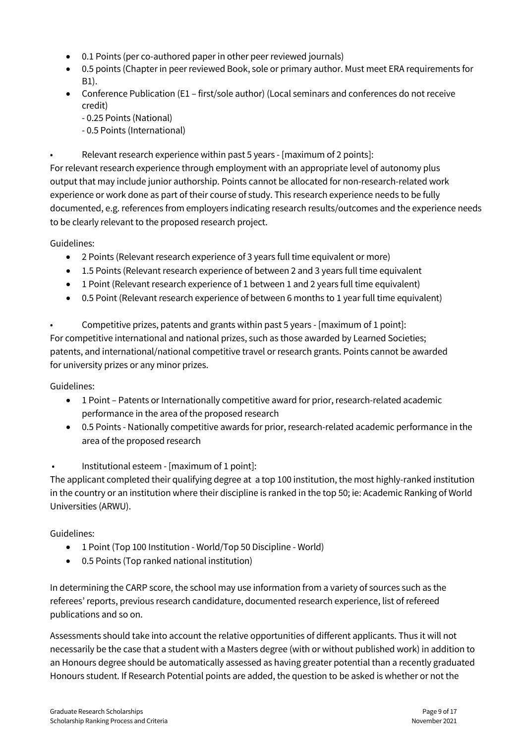- 0.1 Points (per co-authored paper in other peer reviewed journals)
- 0.5 points (Chapter in peer reviewed Book, sole or primary author. Must meet ERA requirements for B1).
- Conference Publication (E1 – first/sole author) (Local seminars and conferences do not receive credit)
  - 0.25 Points (National)
  - 0.5 Points (International)

- Relevant research experience within past 5 years - [maximum of 2 points]:

For relevant research experience through employment with an appropriate level of autonomy plus output that may include junior authorship. Points cannot be allocated for non-research-related work experience or work done as part of their course of study. This research experience needs to be fully documented, e.g. references from employers indicating research results/outcomes and the experience needs to be clearly relevant to the proposed research project.

Guidelines:

- 2 Points (Relevant research experience of 3 years full time equivalent or more)
- 1.5 Points (Relevant research experience of between 2 and 3 years full time equivalent
- 1 Point (Relevant research experience of 1 between 1 and 2 years full time equivalent)
- 0.5 Point (Relevant research experience of between 6 months to 1 year full time equivalent)

- Competitive prizes, patents and grants within past 5 years - [maximum of 1 point]:

For competitive international and national prizes, such as those awarded by Learned Societies; patents, and international/national competitive travel or research grants. Points cannot be awarded for university prizes or any minor prizes.

Guidelines:

- 1 Point – Patents or Internationally competitive award for prior, research-related academic performance in the area of the proposed research
- 0.5 Points - Nationally competitive awards for prior, research-related academic performance in the area of the proposed research

- Institutional esteem - [maximum of 1 point]:

The applicant completed their qualifying degree at a top 100 institution, the most highly-ranked institution in the country or an institution where their discipline is ranked in the top 50; ie: Academic Ranking of World Universities (ARWU).

Guidelines:

- 1 Point (Top 100 Institution - World/Top 50 Discipline - World)
- 0.5 Points (Top ranked national institution)

In determining the CARP score, the school may use information from a variety of sources such as the referees' reports, previous research candidature, documented research experience, list of refereed publications and so on.

Assessments should take into account the relative opportunities of different applicants. Thus it will not necessarily be the case that a student with a Masters degree (with or without published work) in addition to an Honours degree should be automatically assessed as having greater potential than a recently graduated Honours student. If Research Potential points are added, the question to be asked is whether or not the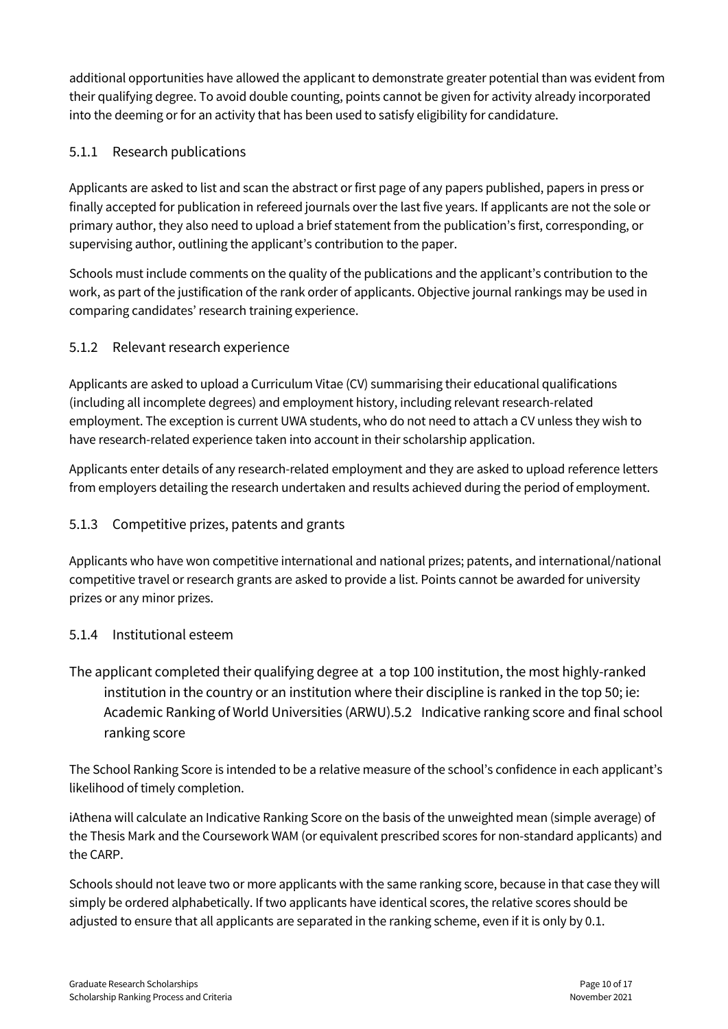additional opportunities have allowed the applicant to demonstrate greater potential than was evident from their qualifying degree. To avoid double counting, points cannot be given for activity already incorporated into the deeming or for an activity that has been used to satisfy eligibility for candidature.

### 5.1.1 Research publications

Applicants are asked to list and scan the abstract or first page of any papers published, papers in press or finally accepted for publication in refereed journals over the last five years. If applicants are not the sole or primary author, they also need to upload a brief statement from the publication's first, corresponding, or supervising author, outlining the applicant's contribution to the paper.

Schools must include comments on the quality of the publications and the applicant's contribution to the work, as part of the justification of the rank order of applicants. Objective journal rankings may be used in comparing candidates' research training experience.

### 5.1.2 Relevant research experience

Applicants are asked to upload a Curriculum Vitae (CV) summarising their educational qualifications (including all incomplete degrees) and employment history, including relevant research-related employment. The exception is current UWA students, who do not need to attach a CV unless they wish to have research-related experience taken into account in their scholarship application.

Applicants enter details of any research-related employment and they are asked to upload reference letters from employers detailing the research undertaken and results achieved during the period of employment.

### 5.1.3 Competitive prizes, patents and grants

Applicants who have won competitive international and national prizes; patents, and international/national competitive travel or research grants are asked to provide a list. Points cannot be awarded for university prizes or any minor prizes.

### 5.1.4 Institutional esteem

The applicant completed their qualifying degree at a top 100 institution, the most highly-ranked institution in the country or an institution where their discipline is ranked in the top 50; ie: Academic Ranking of World Universities (ARWU).

## 5.2 Indicative ranking score and final school ranking score

The School Ranking Score is intended to be a relative measure of the school's confidence in each applicant's likelihood of timely completion.

iAthena will calculate an Indicative Ranking Score on the basis of the unweighted mean (simple average) of the Thesis Mark and the Coursework WAM (or equivalent prescribed scores for non-standard applicants) and the CARP.

Schools should not leave two or more applicants with the same ranking score, because in that case they will simply be ordered alphabetically. If two applicants have identical scores, the relative scores should be adjusted to ensure that all applicants are separated in the ranking scheme, even if it is only by 0.1.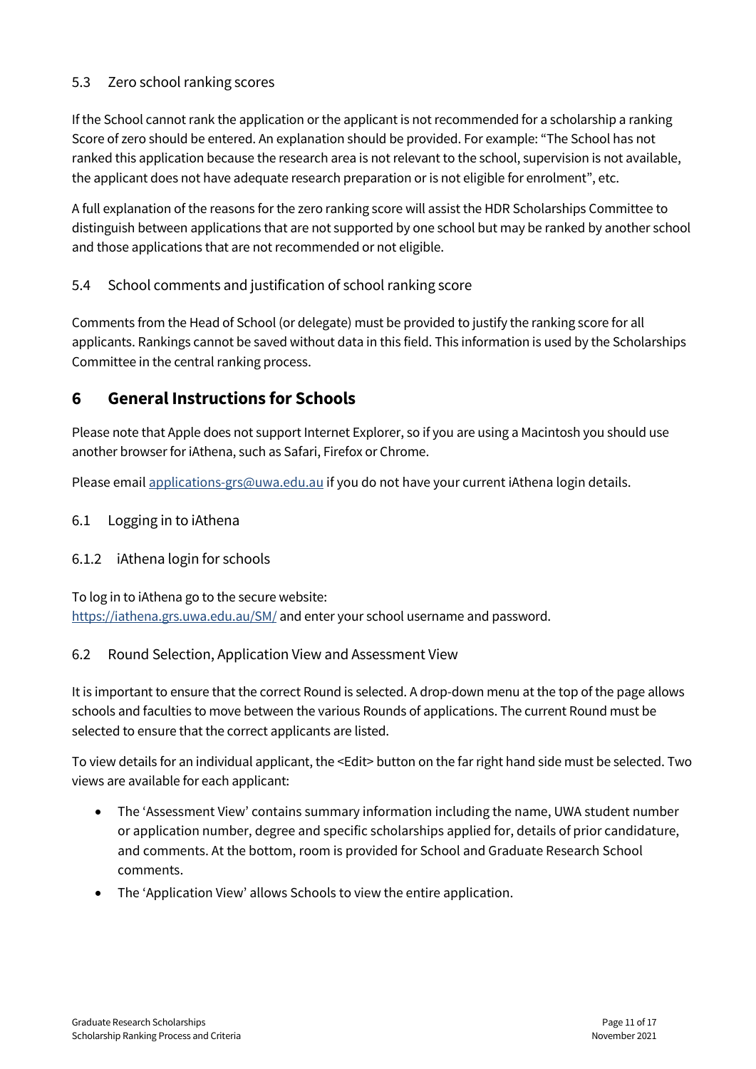### 5.3 Zero school ranking scores

If the School cannot rank the application or the applicant is not recommended for a scholarship a ranking Score of zero should be entered. An explanation should be provided. For example: "The School has not ranked this application because the research area is not relevant to the school, supervision is not available, the applicant does not have adequate research preparation or is not eligible for enrolment", etc.

A full explanation of the reasons for the zero ranking score will assist the HDR Scholarships Committee to distinguish between applications that are not supported by one school but may be ranked by another school and those applications that are not recommended or not eligible.

### 5.4 School comments and justification of school ranking score

Comments from the Head of School (or delegate) must be provided to justify the ranking score for all applicants. Rankings cannot be saved without data in this field. This information is used by the Scholarships Committee in the central ranking process.

## 6 General Instructions for Schools

Please note that Apple does not support Internet Explorer, so if you are using a Macintosh you should use another browser for iAthena, such as Safari, Firefox or Chrome.

Please email [applications-grs@uwa.edu.au](mailto:applications-grs@uwa.edu.au) if you do not have your current iAthena login details.

### 6.1 Logging in to iAthena

### 6.1.2 iAthena login for schools

To log in to iAthena go to the secure website:
[https://iathena.grs.uwa.edu.au/SM/](https://iathena.grs.uwa.edu.au/SM/) and enter your school username and password.

### 6.2 Round Selection, Application View and Assessment View

It is important to ensure that the correct Round is selected. A drop-down menu at the top of the page allows schools and faculties to move between the various Rounds of applications. The current Round must be selected to ensure that the correct applicants are listed.

To view details for an individual applicant, the <Edit> button on the far right hand side must be selected. Two views are available for each applicant:

- The 'Assessment View' contains summary information including the name, UWA student number or application number, degree and specific scholarships applied for, details of prior candidature, and comments. At the bottom, room is provided for School and Graduate Research School comments.
- The 'Application View' allows Schools to view the entire application.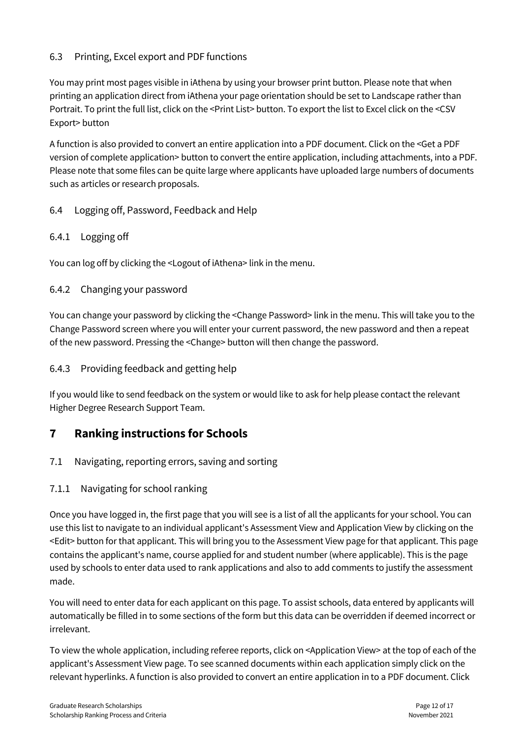### 6.3 Printing, Excel export and PDF functions

You may print most pages visible in iAthena by using your browser print button. Please note that when printing an application direct from iAthena your page orientation should be set to Landscape rather than Portrait. To print the full list, click on the <Print List> button. To export the list to Excel click on the <CSV Export> button

A function is also provided to convert an entire application into a PDF document. Click on the <Get a PDF version of complete application> button to convert the entire application, including attachments, into a PDF. Please note that some files can be quite large where applicants have uploaded large numbers of documents such as articles or research proposals.

### 6.4 Logging off, Password, Feedback and Help

#### 6.4.1 Logging off

You can log off by clicking the <Logout of iAthena> link in the menu.

#### 6.4.2 Changing your password

You can change your password by clicking the <Change Password> link in the menu. This will take you to the Change Password screen where you will enter your current password, the new password and then a repeat of the new password. Pressing the <Change> button will then change the password.

#### 6.4.3 Providing feedback and getting help

If you would like to send feedback on the system or would like to ask for help please contact the relevant Higher Degree Research Support Team.

## 7 Ranking instructions for Schools

### 7.1 Navigating, reporting errors, saving and sorting

#### 7.1.1 Navigating for school ranking

Once you have logged in, the first page that you will see is a list of all the applicants for your school. You can use this list to navigate to an individual applicant's Assessment View and Application View by clicking on the <Edit> button for that applicant. This will bring you to the Assessment View page for that applicant. This page contains the applicant's name, course applied for and student number (where applicable). This is the page used by schools to enter data used to rank applications and also to add comments to justify the assessment made.

You will need to enter data for each applicant on this page. To assist schools, data entered by applicants will automatically be filled in to some sections of the form but this data can be overridden if deemed incorrect or irrelevant.

To view the whole application, including referee reports, click on <Application View> at the top of each of the applicant's Assessment View page. To see scanned documents within each application simply click on the relevant hyperlinks. A function is also provided to convert an entire application in to a PDF document. Click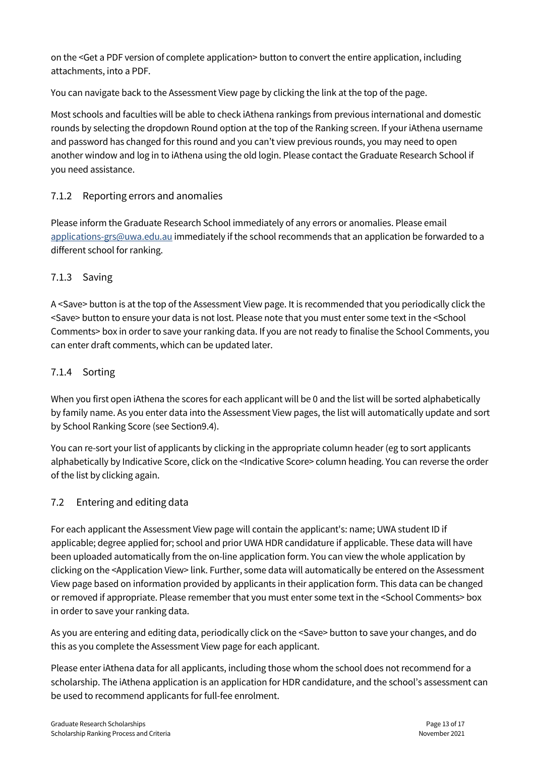on the <Get a PDF version of complete application> button to convert the entire application, including attachments, into a PDF.

You can navigate back to the Assessment View page by clicking the link at the top of the page.

Most schools and faculties will be able to check iAthena rankings from previous international and domestic rounds by selecting the dropdown Round option at the top of the Ranking screen. If your iAthena username and password has changed for this round and you can't view previous rounds, you may need to open another window and log in to iAthena using the old login. Please contact the Graduate Research School if you need assistance.

### 7.1.2 Reporting errors and anomalies

Please inform the Graduate Research School immediately of any errors or anomalies. Please email applications-grs@uwa.edu.au immediately if the school recommends that an application be forwarded to a different school for ranking.

### 7.1.3 Saving

A <Save> button is at the top of the Assessment View page. It is recommended that you periodically click the <Save> button to ensure your data is not lost. Please note that you must enter some text in the <School Comments> box in order to save your ranking data. If you are not ready to finalise the School Comments, you can enter draft comments, which can be updated later.

### 7.1.4 Sorting

When you first open iAthena the scores for each applicant will be 0 and the list will be sorted alphabetically by family name. As you enter data into the Assessment View pages, the list will automatically update and sort by School Ranking Score (see Section9.4).

You can re-sort your list of applicants by clicking in the appropriate column header (eg to sort applicants alphabetically by Indicative Score, click on the <Indicative Score> column heading. You can reverse the order of the list by clicking again.

## 7.2 Entering and editing data

For each applicant the Assessment View page will contain the applicant's: name; UWA student ID if applicable; degree applied for; school and prior UWA HDR candidature if applicable. These data will have been uploaded automatically from the on-line application form. You can view the whole application by clicking on the <Application View> link. Further, some data will automatically be entered on the Assessment View page based on information provided by applicants in their application form. This data can be changed or removed if appropriate. Please remember that you must enter some text in the <School Comments> box in order to save your ranking data.

As you are entering and editing data, periodically click on the <Save> button to save your changes, and do this as you complete the Assessment View page for each applicant.

Please enter iAthena data for all applicants, including those whom the school does not recommend for a scholarship. The iAthena application is an application for HDR candidature, and the school's assessment can be used to recommend applicants for full-fee enrolment.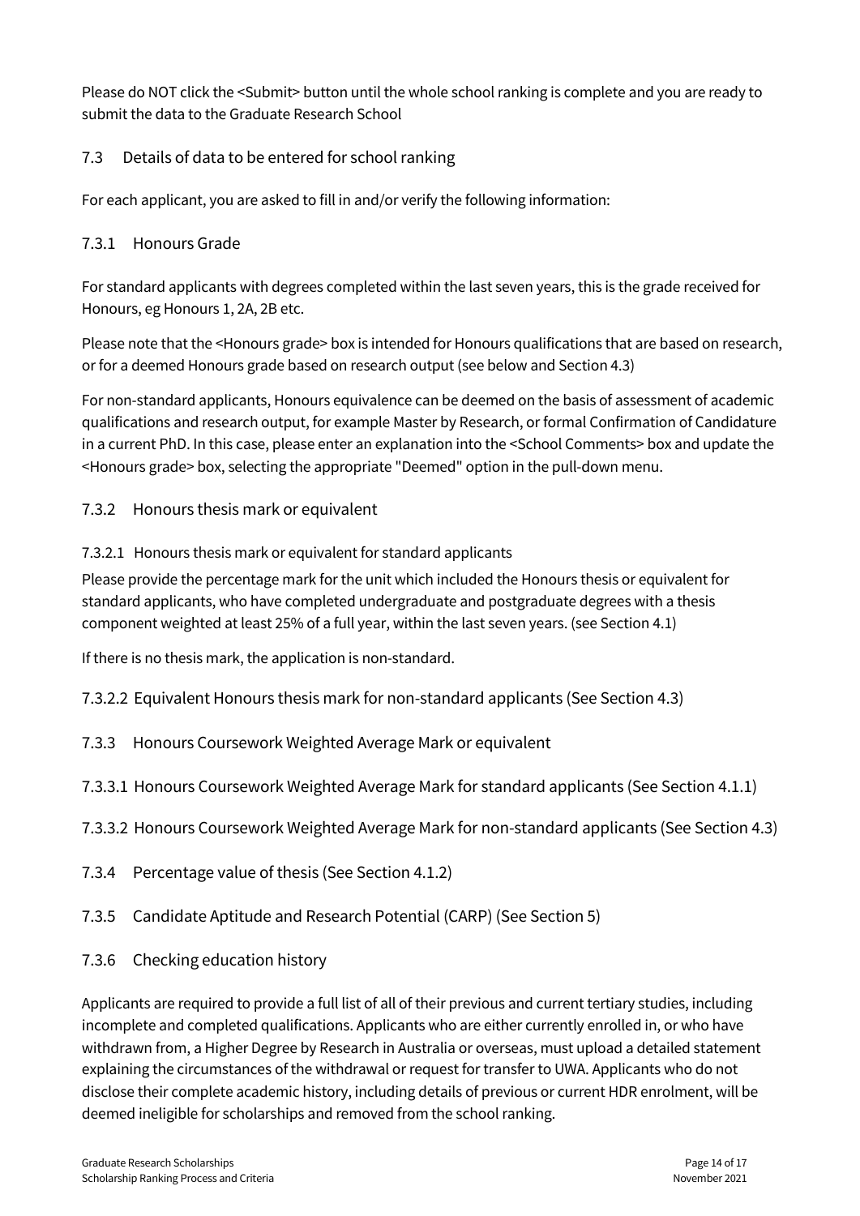Please do NOT click the <Submit> button until the whole school ranking is complete and you are ready to submit the data to the Graduate Research School

## 7.3 Details of data to be entered for school ranking

For each applicant, you are asked to fill in and/or verify the following information:

### 7.3.1 Honours Grade

For standard applicants with degrees completed within the last seven years, this is the grade received for Honours, eg Honours 1, 2A, 2B etc.

Please note that the <Honours grade> box is intended for Honours qualifications that are based on research, or for a deemed Honours grade based on research output (see below and Section 4.3)

For non-standard applicants, Honours equivalence can be deemed on the basis of assessment of academic qualifications and research output, for example Master by Research, or formal Confirmation of Candidature in a current PhD. In this case, please enter an explanation into the <School Comments> box and update the <Honours grade> box, selecting the appropriate "Deemed" option in the pull-down menu.

### 7.3.2 Honours thesis mark or equivalent

#### 7.3.2.1 Honours thesis mark or equivalent for standard applicants

Please provide the percentage mark for the unit which included the Honours thesis or equivalent for standard applicants, who have completed undergraduate and postgraduate degrees with a thesis component weighted at least 25% of a full year, within the last seven years. (see Section 4.1)

If there is no thesis mark, the application is non-standard.

#### 7.3.2.2 Equivalent Honours thesis mark for non-standard applicants (See Section 4.3)

### 7.3.3 Honours Coursework Weighted Average Mark or equivalent

#### 7.3.3.1 Honours Coursework Weighted Average Mark for standard applicants (See Section 4.1.1)

#### 7.3.3.2 Honours Coursework Weighted Average Mark for non-standard applicants (See Section 4.3)

### 7.3.4 Percentage value of thesis (See Section 4.1.2)

### 7.3.5 Candidate Aptitude and Research Potential (CARP) (See Section 5)

### 7.3.6 Checking education history

Applicants are required to provide a full list of all of their previous and current tertiary studies, including incomplete and completed qualifications. Applicants who are either currently enrolled in, or who have withdrawn from, a Higher Degree by Research in Australia or overseas, must upload a detailed statement explaining the circumstances of the withdrawal or request for transfer to UWA. Applicants who do not disclose their complete academic history, including details of previous or current HDR enrolment, will be deemed ineligible for scholarships and removed from the school ranking.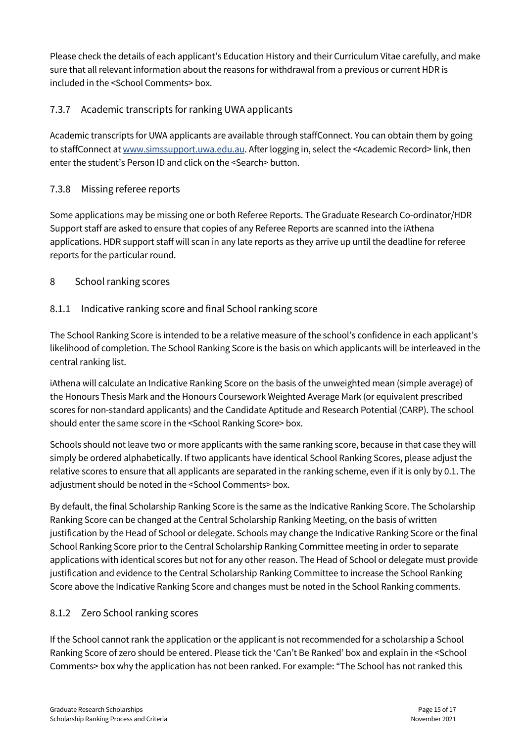Please check the details of each applicant's Education History and their Curriculum Vitae carefully, and make sure that all relevant information about the reasons for withdrawal from a previous or current HDR is included in the <School Comments> box.

### 7.3.7 Academic transcripts for ranking UWA applicants

Academic transcripts for UWA applicants are available through staffConnect. You can obtain them by going to staffConnect at [www.simssupport.uwa.edu.au](http://www.simssupport.uwa.edu.au). After logging in, select the <Academic Record> link, then enter the student's Person ID and click on the <Search> button.

### 7.3.8 Missing referee reports

Some applications may be missing one or both Referee Reports. The Graduate Research Co-ordinator/HDR Support staff are asked to ensure that copies of any Referee Reports are scanned into the iAthena applications. HDR support staff will scan in any late reports as they arrive up until the deadline for referee reports for the particular round.

## 8 School ranking scores

### 8.1.1 Indicative ranking score and final School ranking score

The School Ranking Score is intended to be a relative measure of the school's confidence in each applicant's likelihood of completion. The School Ranking Score is the basis on which applicants will be interleaved in the central ranking list.

iAthena will calculate an Indicative Ranking Score on the basis of the unweighted mean (simple average) of the Honours Thesis Mark and the Honours Coursework Weighted Average Mark (or equivalent prescribed scores for non-standard applicants) and the Candidate Aptitude and Research Potential (CARP). The school should enter the same score in the <School Ranking Score> box.

Schools should not leave two or more applicants with the same ranking score, because in that case they will simply be ordered alphabetically. If two applicants have identical School Ranking Scores, please adjust the relative scores to ensure that all applicants are separated in the ranking scheme, even if it is only by 0.1. The adjustment should be noted in the <School Comments> box.

By default, the final Scholarship Ranking Score is the same as the Indicative Ranking Score. The Scholarship Ranking Score can be changed at the Central Scholarship Ranking Meeting, on the basis of written justification by the Head of School or delegate. Schools may change the Indicative Ranking Score or the final School Ranking Score prior to the Central Scholarship Ranking Committee meeting in order to separate applications with identical scores but not for any other reason. The Head of School or delegate must provide justification and evidence to the Central Scholarship Ranking Committee to increase the School Ranking Score above the Indicative Ranking Score and changes must be noted in the School Ranking comments.

### 8.1.2 Zero School ranking scores

If the School cannot rank the application or the applicant is not recommended for a scholarship a School Ranking Score of zero should be entered. Please tick the 'Can't Be Ranked' box and explain in the <School Comments> box why the application has not been ranked. For example: "The School has not ranked this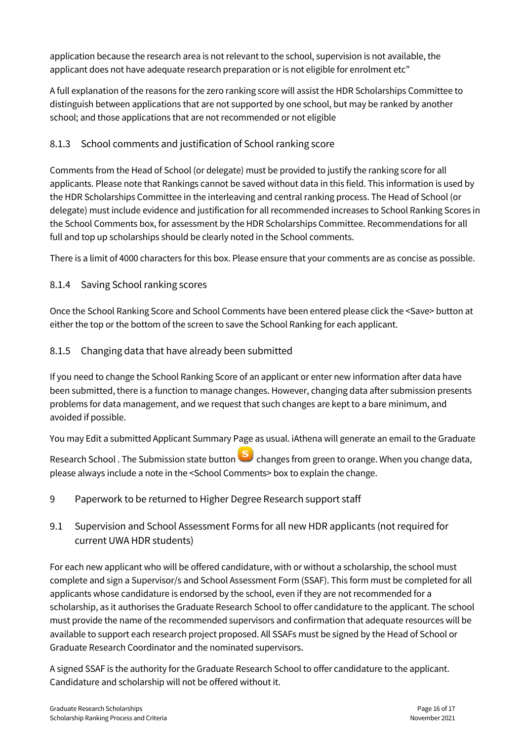application because the research area is not relevant to the school, supervision is not available, the applicant does not have adequate research preparation or is not eligible for enrolment etc"

A full explanation of the reasons for the zero ranking score will assist the HDR Scholarships Committee to distinguish between applications that are not supported by one school, but may be ranked by another school; and those applications that are not recommended or not eligible

### 8.1.3 School comments and justification of School ranking score

Comments from the Head of School (or delegate) must be provided to justify the ranking score for all applicants. Please note that Rankings cannot be saved without data in this field. This information is used by the HDR Scholarships Committee in the interleaving and central ranking process. The Head of School (or delegate) must include evidence and justification for all recommended increases to School Ranking Scores in the School Comments box, for assessment by the HDR Scholarships Committee. Recommendations for all full and top up scholarships should be clearly noted in the School comments.

There is a limit of 4000 characters for this box. Please ensure that your comments are as concise as possible.

### 8.1.4 Saving School ranking scores

Once the School Ranking Score and School Comments have been entered please click the <Save> button at either the top or the bottom of the screen to save the School Ranking for each applicant.

### 8.1.5 Changing data that have already been submitted

If you need to change the School Ranking Score of an applicant or enter new information after data have been submitted, there is a function to manage changes. However, changing data after submission presents problems for data management, and we request that such changes are kept to a bare minimum, and avoided if possible.

You may Edit a submitted Applicant Summary Page as usual. iAthena will generate an email to the Graduate Research School . The Submission state button S changes from green to orange. When you change data, please always include a note in the <School Comments> box to explain the change.

# 9 Paperwork to be returned to Higher Degree Research support staff

## 9.1 Supervision and School Assessment Forms for all new HDR applicants (not required for current UWA HDR students)

For each new applicant who will be offered candidature, with or without a scholarship, the school must complete and sign a Supervisor/s and School Assessment Form (SSAF). This form must be completed for all applicants whose candidature is endorsed by the school, even if they are not recommended for a scholarship, as it authorises the Graduate Research School to offer candidature to the applicant. The school must provide the name of the recommended supervisors and confirmation that adequate resources will be available to support each research project proposed. All SSAFs must be signed by the Head of School or Graduate Research Coordinator and the nominated supervisors.

A signed SSAF is the authority for the Graduate Research School to offer candidature to the applicant. Candidature and scholarship will not be offered without it.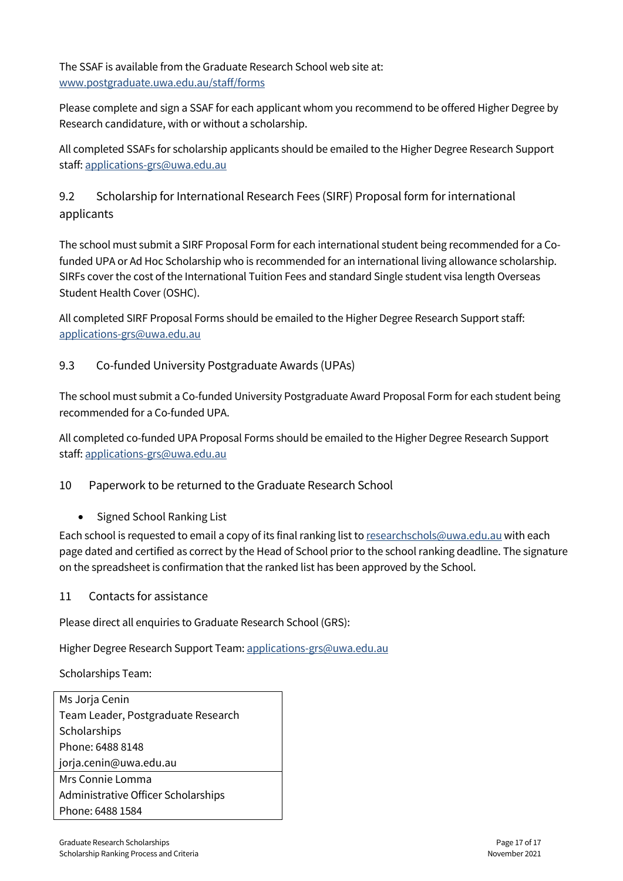The SSAF is available from the Graduate Research School web site at:
www.postgraduate.uwa.edu.au/staff/forms

Please complete and sign a SSAF for each applicant whom you recommend to be offered Higher Degree by Research candidature, with or without a scholarship.

All completed SSAFs for scholarship applicants should be emailed to the Higher Degree Research Support staff: applications-grs@uwa.edu.au

### 9.2 Scholarship for International Research Fees (SIRF) Proposal form for international applicants

The school must submit a SIRF Proposal Form for each international student being recommended for a Co-funded UPA or Ad Hoc Scholarship who is recommended for an international living allowance scholarship. SIRFs cover the cost of the International Tuition Fees and standard Single student visa length Overseas Student Health Cover (OSHC).

All completed SIRF Proposal Forms should be emailed to the Higher Degree Research Support staff: applications-grs@uwa.edu.au

### 9.3 Co-funded University Postgraduate Awards (UPAs)

The school must submit a Co-funded University Postgraduate Award Proposal Form for each student being recommended for a Co-funded UPA.

All completed co-funded UPA Proposal Forms should be emailed to the Higher Degree Research Support staff: applications-grs@uwa.edu.au

## 10 Paperwork to be returned to the Graduate Research School

- Signed School Ranking List

Each school is requested to email a copy of its final ranking list to researchschols@uwa.edu.au with each page dated and certified as correct by the Head of School prior to the school ranking deadline. The signature on the spreadsheet is confirmation that the ranked list has been approved by the School.

## 11 Contacts for assistance

Please direct all enquiries to Graduate Research School (GRS):

Higher Degree Research Support Team: applications-grs@uwa.edu.au

Scholarships Team:

| Scholarships Team |
|---|
| Ms Jorja Cenin<br>Team Leader, Postgraduate Research Scholarships<br>Phone: 6488 8148<br>jorja.cenin@uwa.edu.au |
| Mrs Connie Lomma<br>Administrative Officer Scholarships<br>Phone: 6488 1584 |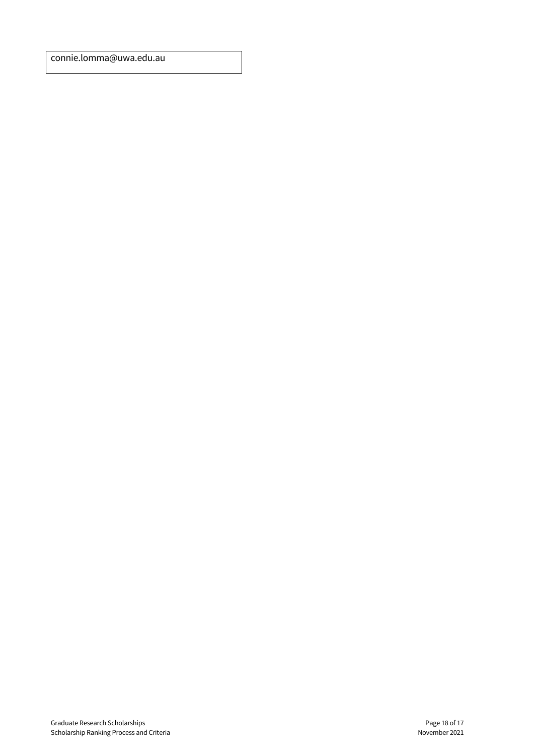| |
|---|
| connie.lomma@uwa.edu.au |